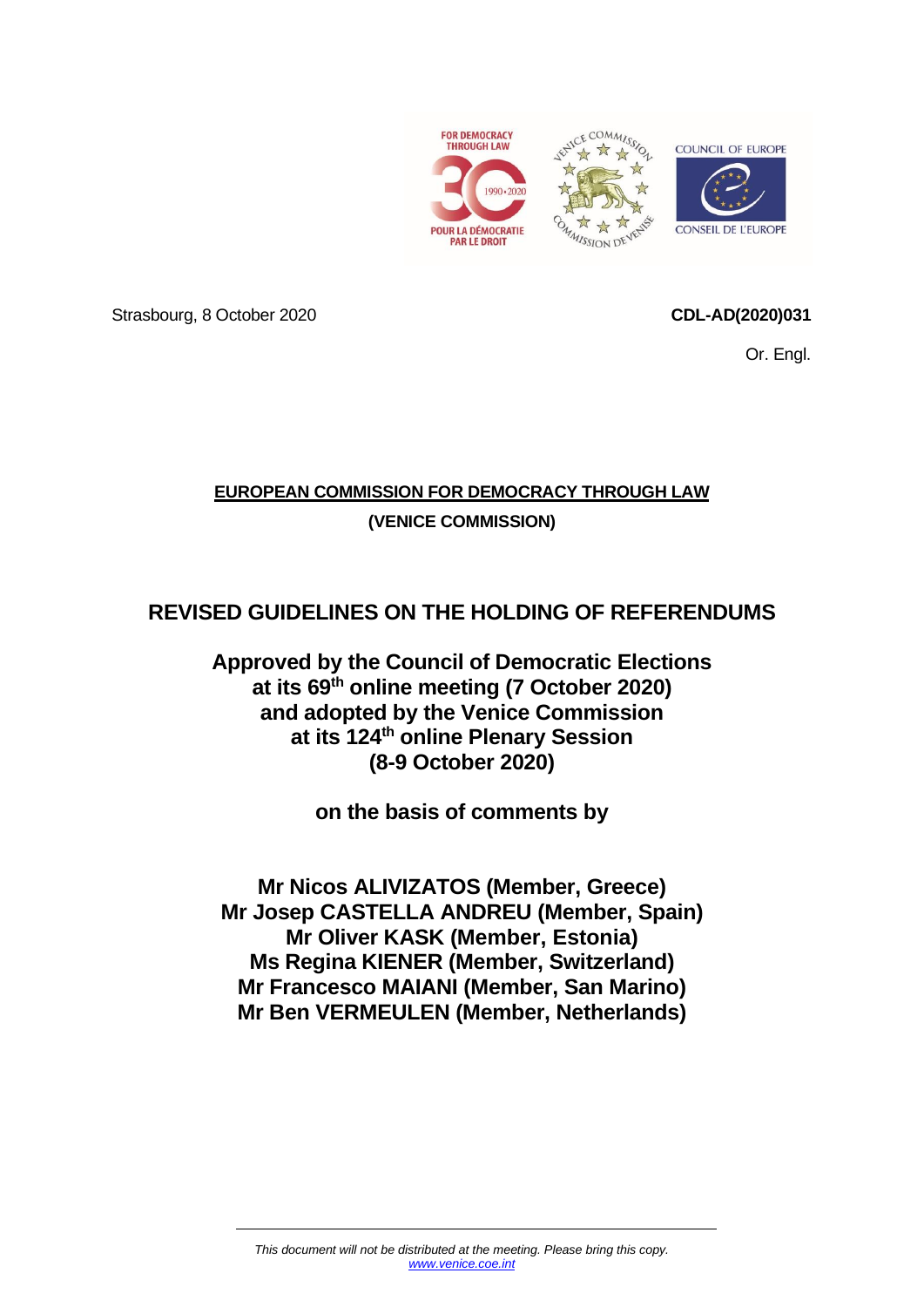Strasbourg, 8 October 2020

**CDL-AD(2020)031**

Or. Engl.

**EUROPEAN COMMISSION FOR DEMOCRACY THROUGH LAW**

**(VENICE COMMISSION)**

# REVISED GUIDELINES ON THE HOLDING OF REFERENDUMS

**Approved by the Council of Democratic Elections at its 69th online meeting (7 October 2020) and adopted by the Venice Commission at its 124th online Plenary Session (8-9 October 2020)**

**on the basis of comments by**

**Mr Nicos ALIVIZATOS (Member, Greece)**
**Mr Josep CASTELLA ANDREU (Member, Spain)**
**Mr Oliver KASK (Member, Estonia)**
**Ms Regina KIENER (Member, Switzerland)**
**Mr Francesco MAIANI (Member, San Marino)**
**Mr Ben VERMEULEN (Member, Netherlands)**

*This document will not be distributed at the meeting. Please bring this copy.*
*www.venice.coe.int*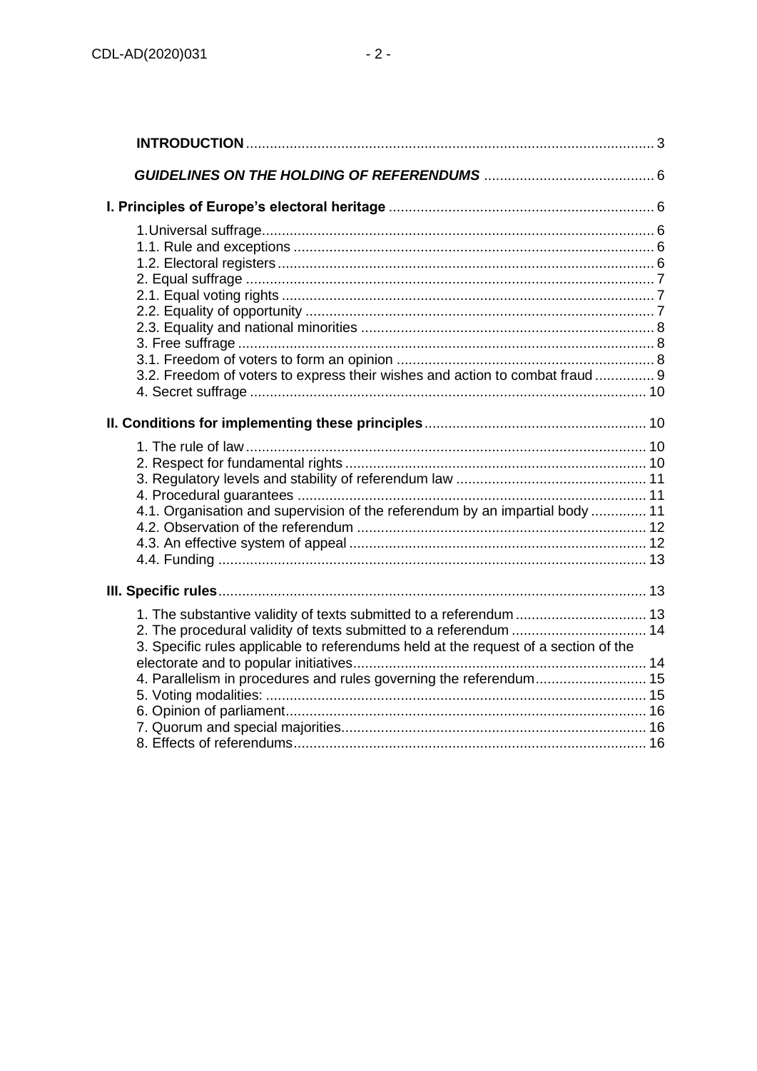**INTRODUCTION** ........................................................................................................ 3

***GUIDELINES ON THE HOLDING OF REFERENDUMS*** ........................................... 6

**I. Principles of Europe's electoral heritage** .................................................................. 6

1.Universal suffrage.................................................................................................. 6
1.1. Rule and exceptions .......................................................................................... 6
1.2. Electoral registers .............................................................................................. 6
2. Equal suffrage ...................................................................................................... 7
2.1. Equal voting rights ............................................................................................. 7
2.2. Equality of opportunity ....................................................................................... 7
2.3. Equality and national minorities ......................................................................... 8
3. Free suffrage ........................................................................................................ 8
3.1. Freedom of voters to form an opinion ................................................................ 8
3.2. Freedom of voters to express their wishes and action to combat fraud ............... 9
4. Secret suffrage ................................................................................................... 10

**II. Conditions for implementing these principles** ........................................................ 10

1. The rule of law .................................................................................................... 10
2. Respect for fundamental rights ............................................................................ 10
3. Regulatory levels and stability of referendum law ................................................ 11
4. Procedural guarantees ........................................................................................ 11
4.1. Organisation and supervision of the referendum by an impartial body .............. 11
4.2. Observation of the referendum ......................................................................... 12
4.3. An effective system of appeal ........................................................................... 12
4.4. Funding ............................................................................................................ 13

**III. Specific rules** .......................................................................................................... 13

1. The substantive validity of texts submitted to a referendum ................................. 13
2. The procedural validity of texts submitted to a referendum .................................. 14
3. Specific rules applicable to referendums held at the request of a section of the electorate and to popular initiatives ......................................................................... 14
4. Parallelism in procedures and rules governing the referendum ............................ 15
5. Voting modalities: ................................................................................................ 15
6. Opinion of parliament .......................................................................................... 16
7. Quorum and special majorities ............................................................................ 16
8. Effects of referendums ......................................................................................... 16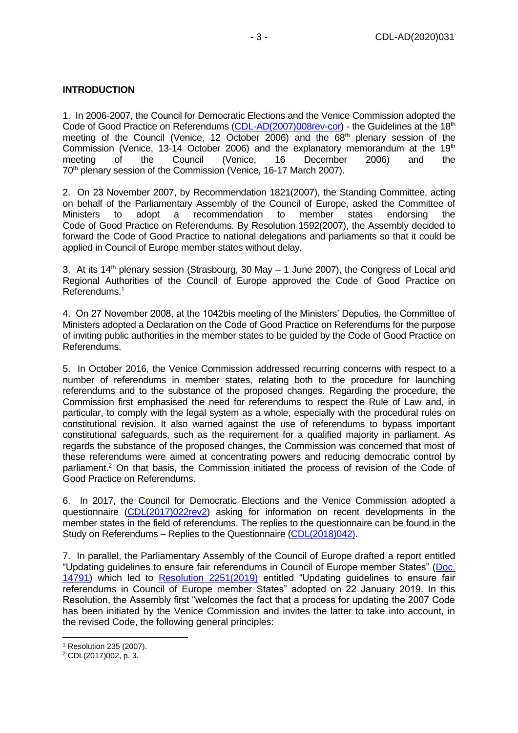## INTRODUCTION

1. In 2006-2007, the Council for Democratic Elections and the Venice Commission adopted the Code of Good Practice on Referendums (CDL-AD(2007)008rev-cor) - the Guidelines at the 18th meeting of the Council (Venice, 12 October 2006) and the 68th plenary session of the Commission (Venice, 13-14 October 2006) and the explanatory memorandum at the 19th meeting of the Council (Venice, 16 December 2006) and the 70th plenary session of the Commission (Venice, 16-17 March 2007).

2. On 23 November 2007, by Recommendation 1821(2007), the Standing Committee, acting on behalf of the Parliamentary Assembly of the Council of Europe, asked the Committee of Ministers to adopt a recommendation to member states endorsing the Code of Good Practice on Referendums. By Resolution 1592(2007), the Assembly decided to forward the Code of Good Practice to national delegations and parliaments so that it could be applied in Council of Europe member states without delay.

3. At its 14th plenary session (Strasbourg, 30 May – 1 June 2007), the Congress of Local and Regional Authorities of the Council of Europe approved the Code of Good Practice on Referendums.[1]

4. On 27 November 2008, at the 1042bis meeting of the Ministers' Deputies, the Committee of Ministers adopted a Declaration on the Code of Good Practice on Referendums for the purpose of inviting public authorities in the member states to be guided by the Code of Good Practice on Referendums.

5. In October 2016, the Venice Commission addressed recurring concerns with respect to a number of referendums in member states, relating both to the procedure for launching referendums and to the substance of the proposed changes. Regarding the procedure, the Commission first emphasised the need for referendums to respect the Rule of Law and, in particular, to comply with the legal system as a whole, especially with the procedural rules on constitutional revision. It also warned against the use of referendums to bypass important constitutional safeguards, such as the requirement for a qualified majority in parliament. As regards the substance of the proposed changes, the Commission was concerned that most of these referendums were aimed at concentrating powers and reducing democratic control by parliament.[2] On that basis, the Commission initiated the process of revision of the Code of Good Practice on Referendums.

6. In 2017, the Council for Democratic Elections and the Venice Commission adopted a questionnaire (CDL(2017)022rev2) asking for information on recent developments in the member states in the field of referendums. The replies to the questionnaire can be found in the Study on Referendums – Replies to the Questionnaire (CDL(2018)042).

7. In parallel, the Parliamentary Assembly of the Council of Europe drafted a report entitled "Updating guidelines to ensure fair referendums in Council of Europe member States" (Doc. 14791) which led to Resolution 2251(2019) entitled "Updating guidelines to ensure fair referendums in Council of Europe member States" adopted on 22 January 2019. In this Resolution, the Assembly first "welcomes the fact that a process for updating the 2007 Code has been initiated by the Venice Commission and invites the latter to take into account, in the revised Code, the following general principles:

[1] Resolution 235 (2007).

[2] CDL(2017)002, p. 3.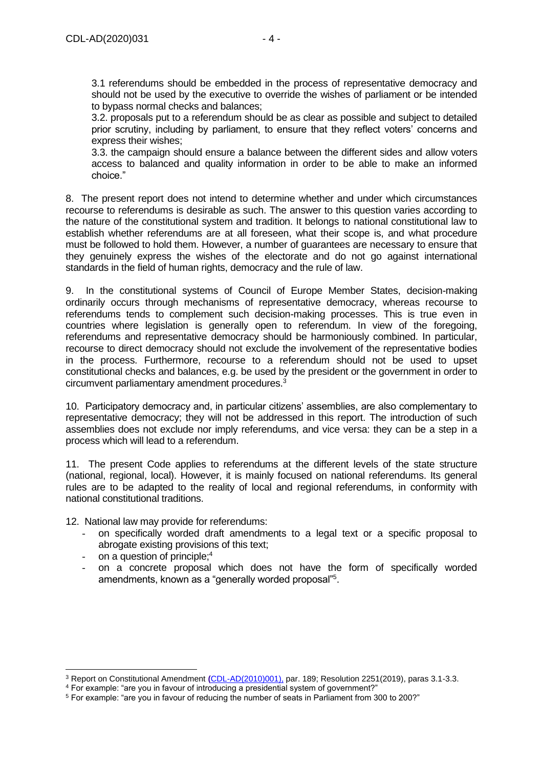3.1 referendums should be embedded in the process of representative democracy and should not be used by the executive to override the wishes of parliament or be intended to bypass normal checks and balances;

3.2. proposals put to a referendum should be as clear as possible and subject to detailed prior scrutiny, including by parliament, to ensure that they reflect voters' concerns and express their wishes;

3.3. the campaign should ensure a balance between the different sides and allow voters access to balanced and quality information in order to be able to make an informed choice."

8. The present report does not intend to determine whether and under which circumstances recourse to referendums is desirable as such. The answer to this question varies according to the nature of the constitutional system and tradition. It belongs to national constitutional law to establish whether referendums are at all foreseen, what their scope is, and what procedure must be followed to hold them. However, a number of guarantees are necessary to ensure that they genuinely express the wishes of the electorate and do not go against international standards in the field of human rights, democracy and the rule of law.

9. In the constitutional systems of Council of Europe Member States, decision-making ordinarily occurs through mechanisms of representative democracy, whereas recourse to referendums tends to complement such decision-making processes. This is true even in countries where legislation is generally open to referendum. In view of the foregoing, referendums and representative democracy should be harmoniously combined. In particular, recourse to direct democracy should not exclude the involvement of the representative bodies in the process. Furthermore, recourse to a referendum should not be used to upset constitutional checks and balances, e.g. be used by the president or the government in order to circumvent parliamentary amendment procedures.[3]

10. Participatory democracy and, in particular citizens' assemblies, are also complementary to representative democracy; they will not be addressed in this report. The introduction of such assemblies does not exclude nor imply referendums, and vice versa: they can be a step in a process which will lead to a referendum.

11. The present Code applies to referendums at the different levels of the state structure (national, regional, local). However, it is mainly focused on national referendums. Its general rules are to be adapted to the reality of local and regional referendums, in conformity with national constitutional traditions.

12. National law may provide for referendums:

- on specifically worded draft amendments to a legal text or a specific proposal to abrogate existing provisions of this text;
- on a question of principle;[4]
- on a concrete proposal which does not have the form of specifically worded amendments, known as a "generally worded proposal"[5].

---

[3] Report on Constitutional Amendment (CDL-AD(2010)001), par. 189; Resolution 2251(2019), paras 3.1-3.3.

[4] For example: "are you in favour of introducing a presidential system of government?"

[5] For example: "are you in favour of reducing the number of seats in Parliament from 300 to 200?"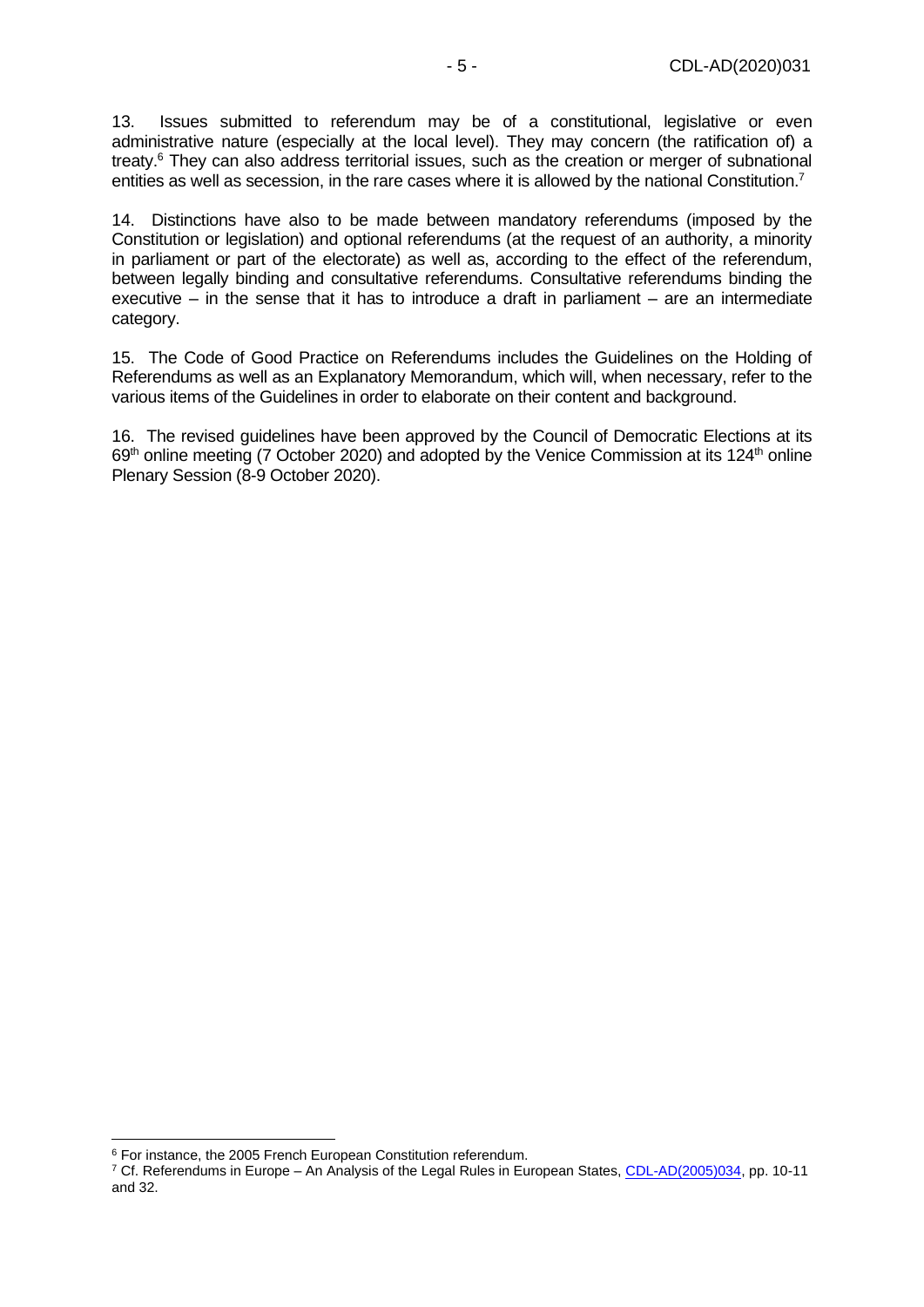13. Issues submitted to referendum may be of a constitutional, legislative or even administrative nature (especially at the local level). They may concern (the ratification of) a treaty.[6] They can also address territorial issues, such as the creation or merger of subnational entities as well as secession, in the rare cases where it is allowed by the national Constitution.[7]

14. Distinctions have also to be made between mandatory referendums (imposed by the Constitution or legislation) and optional referendums (at the request of an authority, a minority in parliament or part of the electorate) as well as, according to the effect of the referendum, between legally binding and consultative referendums. Consultative referendums binding the executive – in the sense that it has to introduce a draft in parliament – are an intermediate category.

15. The Code of Good Practice on Referendums includes the Guidelines on the Holding of Referendums as well as an Explanatory Memorandum, which will, when necessary, refer to the various items of the Guidelines in order to elaborate on their content and background.

16. The revised guidelines have been approved by the Council of Democratic Elections at its 69th online meeting (7 October 2020) and adopted by the Venice Commission at its 124th online Plenary Session (8-9 October 2020).

---

[6] For instance, the 2005 French European Constitution referendum.

[7] Cf. Referendums in Europe – An Analysis of the Legal Rules in European States, CDL-AD(2005)034, pp. 10-11 and 32.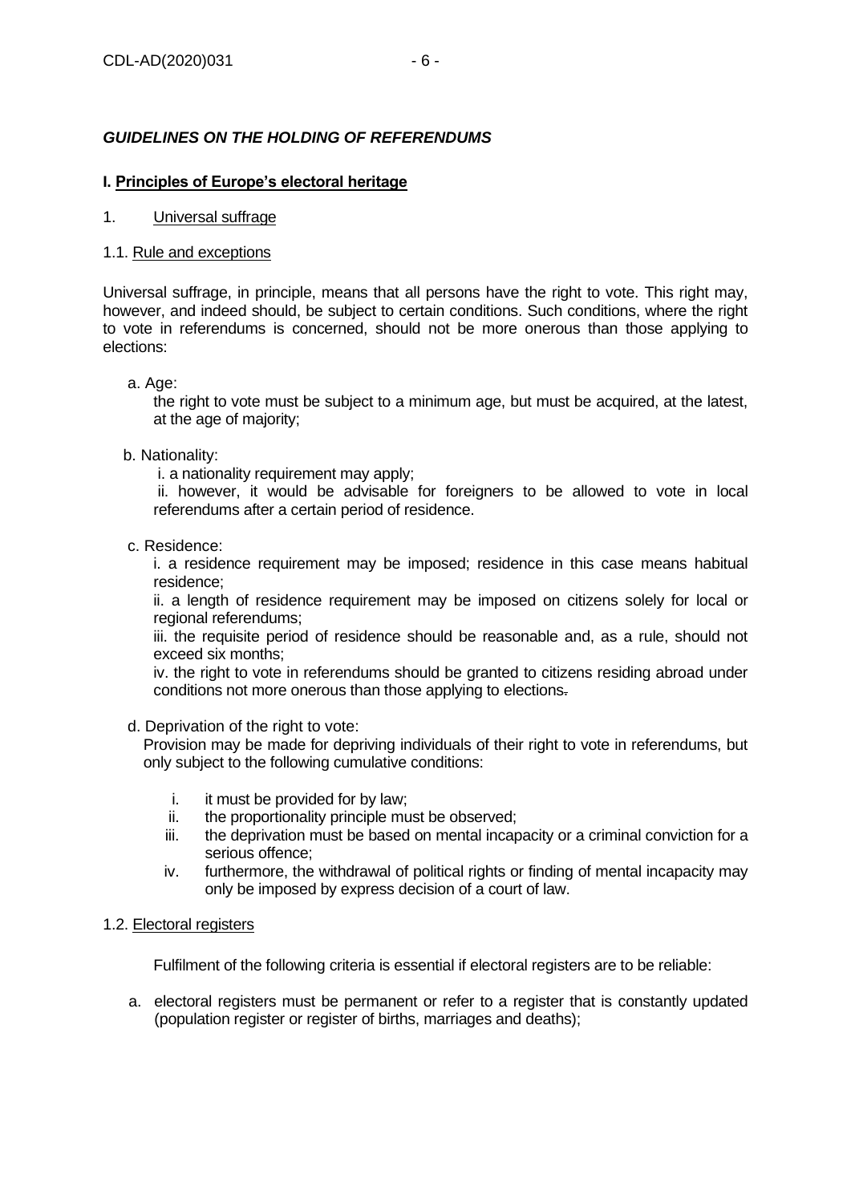***GUIDELINES ON THE HOLDING OF REFERENDUMS***

## I. Principles of Europe's electoral heritage

### 1. Universal suffrage

#### 1.1. Rule and exceptions

Universal suffrage, in principle, means that all persons have the right to vote. This right may, however, and indeed should, be subject to certain conditions. Such conditions, where the right to vote in referendums is concerned, should not be more onerous than those applying to elections:

a. Age:

the right to vote must be subject to a minimum age, but must be acquired, at the latest, at the age of majority;

b. Nationality:

i. a nationality requirement may apply;

ii. however, it would be advisable for foreigners to be allowed to vote in local referendums after a certain period of residence.

c. Residence:

i. a residence requirement may be imposed; residence in this case means habitual residence;

ii. a length of residence requirement may be imposed on citizens solely for local or regional referendums;

iii. the requisite period of residence should be reasonable and, as a rule, should not exceed six months;

iv. the right to vote in referendums should be granted to citizens residing abroad under conditions not more onerous than those applying to elections.

d. Deprivation of the right to vote:

Provision may be made for depriving individuals of their right to vote in referendums, but only subject to the following cumulative conditions:

i. it must be provided for by law;
ii. the proportionality principle must be observed;
iii. the deprivation must be based on mental incapacity or a criminal conviction for a serious offence;
iv. furthermore, the withdrawal of political rights or finding of mental incapacity may only be imposed by express decision of a court of law.

#### 1.2. Electoral registers

Fulfilment of the following criteria is essential if electoral registers are to be reliable:

a. electoral registers must be permanent or refer to a register that is constantly updated (population register or register of births, marriages and deaths);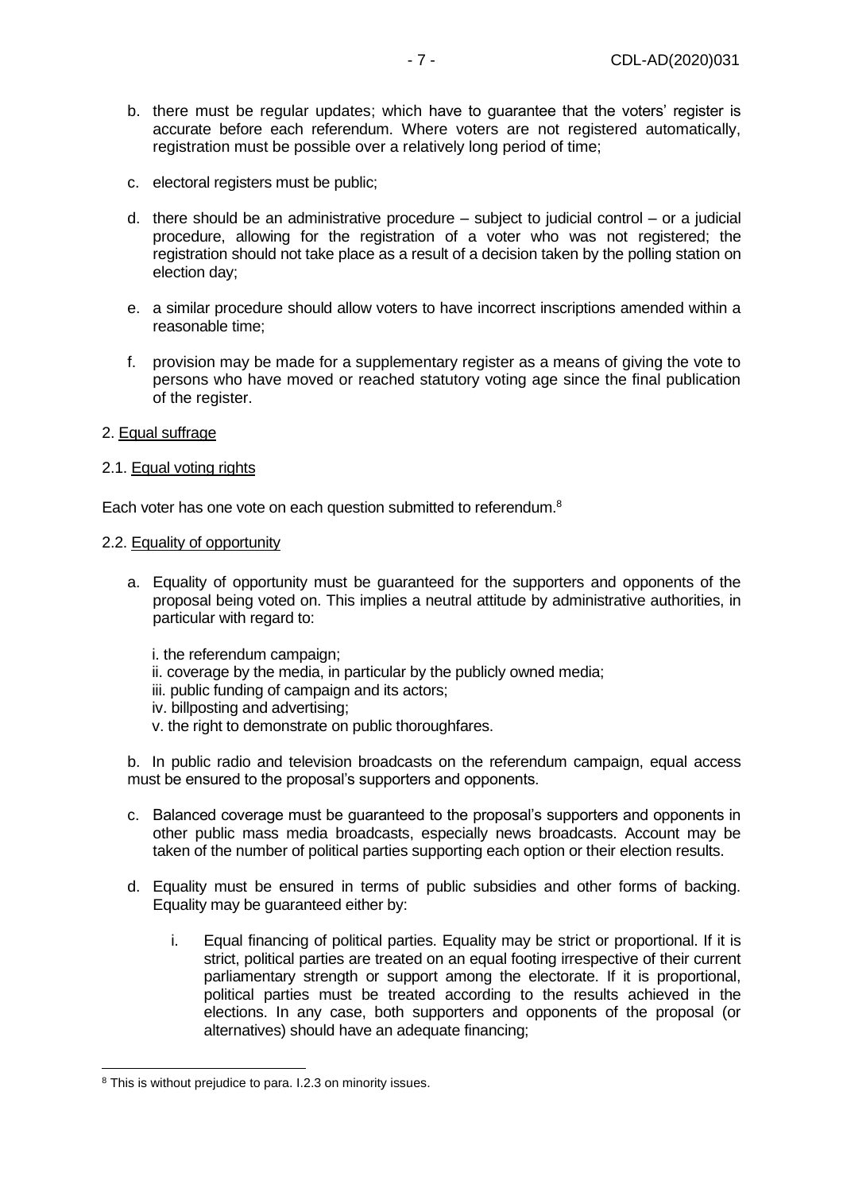b. there must be regular updates; which have to guarantee that the voters' register is accurate before each referendum. Where voters are not registered automatically, registration must be possible over a relatively long period of time;

c. electoral registers must be public;

d. there should be an administrative procedure – subject to judicial control – or a judicial procedure, allowing for the registration of a voter who was not registered; the registration should not take place as a result of a decision taken by the polling station on election day;

e. a similar procedure should allow voters to have incorrect inscriptions amended within a reasonable time;

f. provision may be made for a supplementary register as a means of giving the vote to persons who have moved or reached statutory voting age since the final publication of the register.

2. Equal suffrage

2.1. Equal voting rights

Each voter has one vote on each question submitted to referendum.[8]

2.2. Equality of opportunity

a. Equality of opportunity must be guaranteed for the supporters and opponents of the proposal being voted on. This implies a neutral attitude by administrative authorities, in particular with regard to:

i. the referendum campaign;
ii. coverage by the media, in particular by the publicly owned media;
iii. public funding of campaign and its actors;
iv. billposting and advertising;
v. the right to demonstrate on public thoroughfares.

b. In public radio and television broadcasts on the referendum campaign, equal access must be ensured to the proposal's supporters and opponents.

c. Balanced coverage must be guaranteed to the proposal's supporters and opponents in other public mass media broadcasts, especially news broadcasts. Account may be taken of the number of political parties supporting each option or their election results.

d. Equality must be ensured in terms of public subsidies and other forms of backing. Equality may be guaranteed either by:

i. Equal financing of political parties. Equality may be strict or proportional. If it is strict, political parties are treated on an equal footing irrespective of their current parliamentary strength or support among the electorate. If it is proportional, political parties must be treated according to the results achieved in the elections. In any case, both supporters and opponents of the proposal (or alternatives) should have an adequate financing;

---

[8] This is without prejudice to para. I.2.3 on minority issues.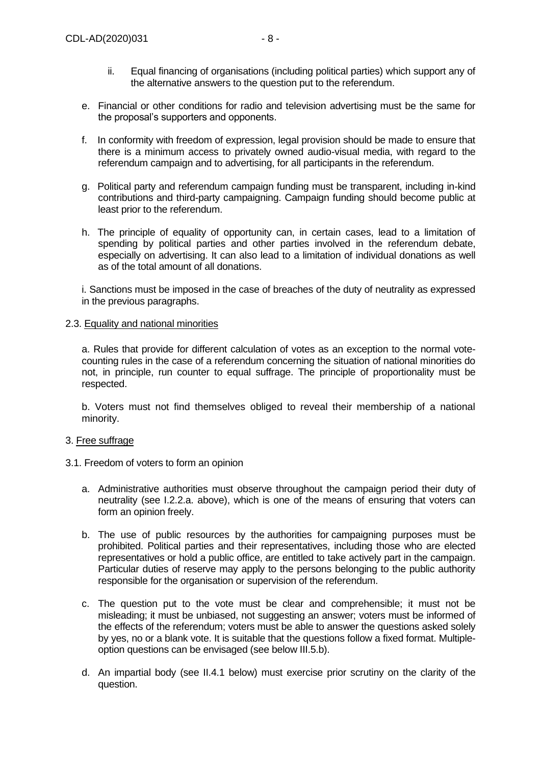ii. Equal financing of organisations (including political parties) which support any of the alternative answers to the question put to the referendum.

e. Financial or other conditions for radio and television advertising must be the same for the proposal's supporters and opponents.

f. In conformity with freedom of expression, legal provision should be made to ensure that there is a minimum access to privately owned audio-visual media, with regard to the referendum campaign and to advertising, for all participants in the referendum.

g. Political party and referendum campaign funding must be transparent, including in-kind contributions and third-party campaigning. Campaign funding should become public at least prior to the referendum.

h. The principle of equality of opportunity can, in certain cases, lead to a limitation of spending by political parties and other parties involved in the referendum debate, especially on advertising. It can also lead to a limitation of individual donations as well as of the total amount of all donations.

i. Sanctions must be imposed in the case of breaches of the duty of neutrality as expressed in the previous paragraphs.

2.3. Equality and national minorities

a. Rules that provide for different calculation of votes as an exception to the normal vote-counting rules in the case of a referendum concerning the situation of national minorities do not, in principle, run counter to equal suffrage. The principle of proportionality must be respected.

b. Voters must not find themselves obliged to reveal their membership of a national minority.

3. Free suffrage

3.1. Freedom of voters to form an opinion

a. Administrative authorities must observe throughout the campaign period their duty of neutrality (see I.2.2.a. above), which is one of the means of ensuring that voters can form an opinion freely.

b. The use of public resources by the authorities for campaigning purposes must be prohibited. Political parties and their representatives, including those who are elected representatives or hold a public office, are entitled to take actively part in the campaign. Particular duties of reserve may apply to the persons belonging to the public authority responsible for the organisation or supervision of the referendum.

c. The question put to the vote must be clear and comprehensible; it must not be misleading; it must be unbiased, not suggesting an answer; voters must be informed of the effects of the referendum; voters must be able to answer the questions asked solely by yes, no or a blank vote. It is suitable that the questions follow a fixed format. Multiple-option questions can be envisaged (see below III.5.b).

d. An impartial body (see II.4.1 below) must exercise prior scrutiny on the clarity of the question.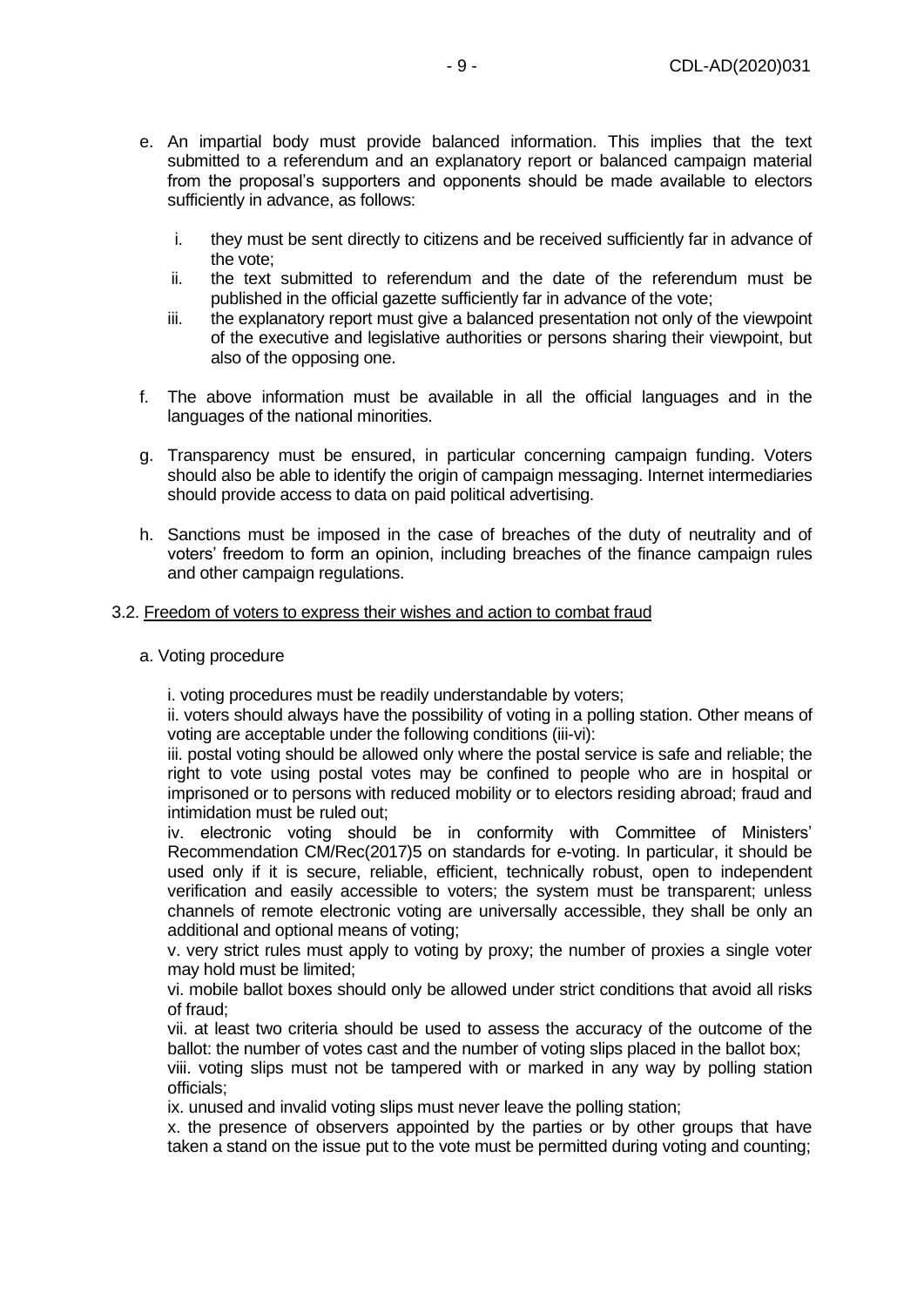e. An impartial body must provide balanced information. This implies that the text submitted to a referendum and an explanatory report or balanced campaign material from the proposal's supporters and opponents should be made available to electors sufficiently in advance, as follows:

   i. they must be sent directly to citizens and be received sufficiently far in advance of the vote;
   ii. the text submitted to referendum and the date of the referendum must be published in the official gazette sufficiently far in advance of the vote;
   iii. the explanatory report must give a balanced presentation not only of the viewpoint of the executive and legislative authorities or persons sharing their viewpoint, but also of the opposing one.

f. The above information must be available in all the official languages and in the languages of the national minorities.

g. Transparency must be ensured, in particular concerning campaign funding. Voters should also be able to identify the origin of campaign messaging. Internet intermediaries should provide access to data on paid political advertising.

h. Sanctions must be imposed in the case of breaches of the duty of neutrality and of voters' freedom to form an opinion, including breaches of the finance campaign rules and other campaign regulations.

3.2. <u>Freedom of voters to express their wishes and action to combat fraud</u>

a. Voting procedure

i. voting procedures must be readily understandable by voters;

ii. voters should always have the possibility of voting in a polling station. Other means of voting are acceptable under the following conditions (iii-vi):

iii. postal voting should be allowed only where the postal service is safe and reliable; the right to vote using postal votes may be confined to people who are in hospital or imprisoned or to persons with reduced mobility or to electors residing abroad; fraud and intimidation must be ruled out;

iv. electronic voting should be in conformity with Committee of Ministers' Recommendation CM/Rec(2017)5 on standards for e-voting. In particular, it should be used only if it is secure, reliable, efficient, technically robust, open to independent verification and easily accessible to voters; the system must be transparent; unless channels of remote electronic voting are universally accessible, they shall be only an additional and optional means of voting;

v. very strict rules must apply to voting by proxy; the number of proxies a single voter may hold must be limited;

vi. mobile ballot boxes should only be allowed under strict conditions that avoid all risks of fraud;

vii. at least two criteria should be used to assess the accuracy of the outcome of the ballot: the number of votes cast and the number of voting slips placed in the ballot box;

viii. voting slips must not be tampered with or marked in any way by polling station officials;

ix. unused and invalid voting slips must never leave the polling station;

x. the presence of observers appointed by the parties or by other groups that have taken a stand on the issue put to the vote must be permitted during voting and counting;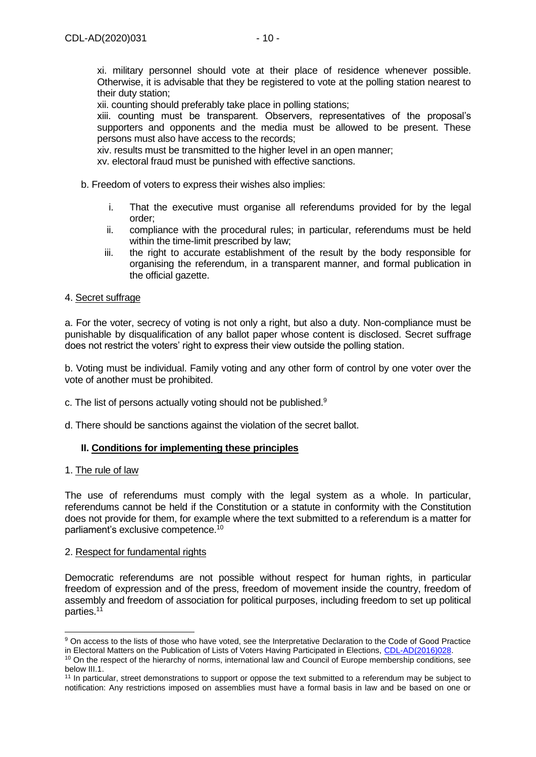xi. military personnel should vote at their place of residence whenever possible. Otherwise, it is advisable that they be registered to vote at the polling station nearest to their duty station;

xii. counting should preferably take place in polling stations;

xiii. counting must be transparent. Observers, representatives of the proposal's supporters and opponents and the media must be allowed to be present. These persons must also have access to the records;

xiv. results must be transmitted to the higher level in an open manner;

xv. electoral fraud must be punished with effective sanctions.

b. Freedom of voters to express their wishes also implies:

i. That the executive must organise all referendums provided for by the legal order;
ii. compliance with the procedural rules; in particular, referendums must be held within the time-limit prescribed by law;
iii. the right to accurate establishment of the result by the body responsible for organising the referendum, in a transparent manner, and formal publication in the official gazette.

4. Secret suffrage

a. For the voter, secrecy of voting is not only a right, but also a duty. Non-compliance must be punishable by disqualification of any ballot paper whose content is disclosed. Secret suffrage does not restrict the voters' right to express their view outside the polling station.

b. Voting must be individual. Family voting and any other form of control by one voter over the vote of another must be prohibited.

c. The list of persons actually voting should not be published.[9]

d. There should be sanctions against the violation of the secret ballot.

## II. Conditions for implementing these principles

1. The rule of law

The use of referendums must comply with the legal system as a whole. In particular, referendums cannot be held if the Constitution or a statute in conformity with the Constitution does not provide for them, for example where the text submitted to a referendum is a matter for parliament's exclusive competence.[10]

2. Respect for fundamental rights

Democratic referendums are not possible without respect for human rights, in particular freedom of expression and of the press, freedom of movement inside the country, freedom of assembly and freedom of association for political purposes, including freedom to set up political parties.[11]

---

[9] On access to the lists of those who have voted, see the Interpretative Declaration to the Code of Good Practice in Electoral Matters on the Publication of Lists of Voters Having Participated in Elections, CDL-AD(2016)028.

[10] On the respect of the hierarchy of norms, international law and Council of Europe membership conditions, see below III.1.

[11] In particular, street demonstrations to support or oppose the text submitted to a referendum may be subject to notification: Any restrictions imposed on assemblies must have a formal basis in law and be based on one or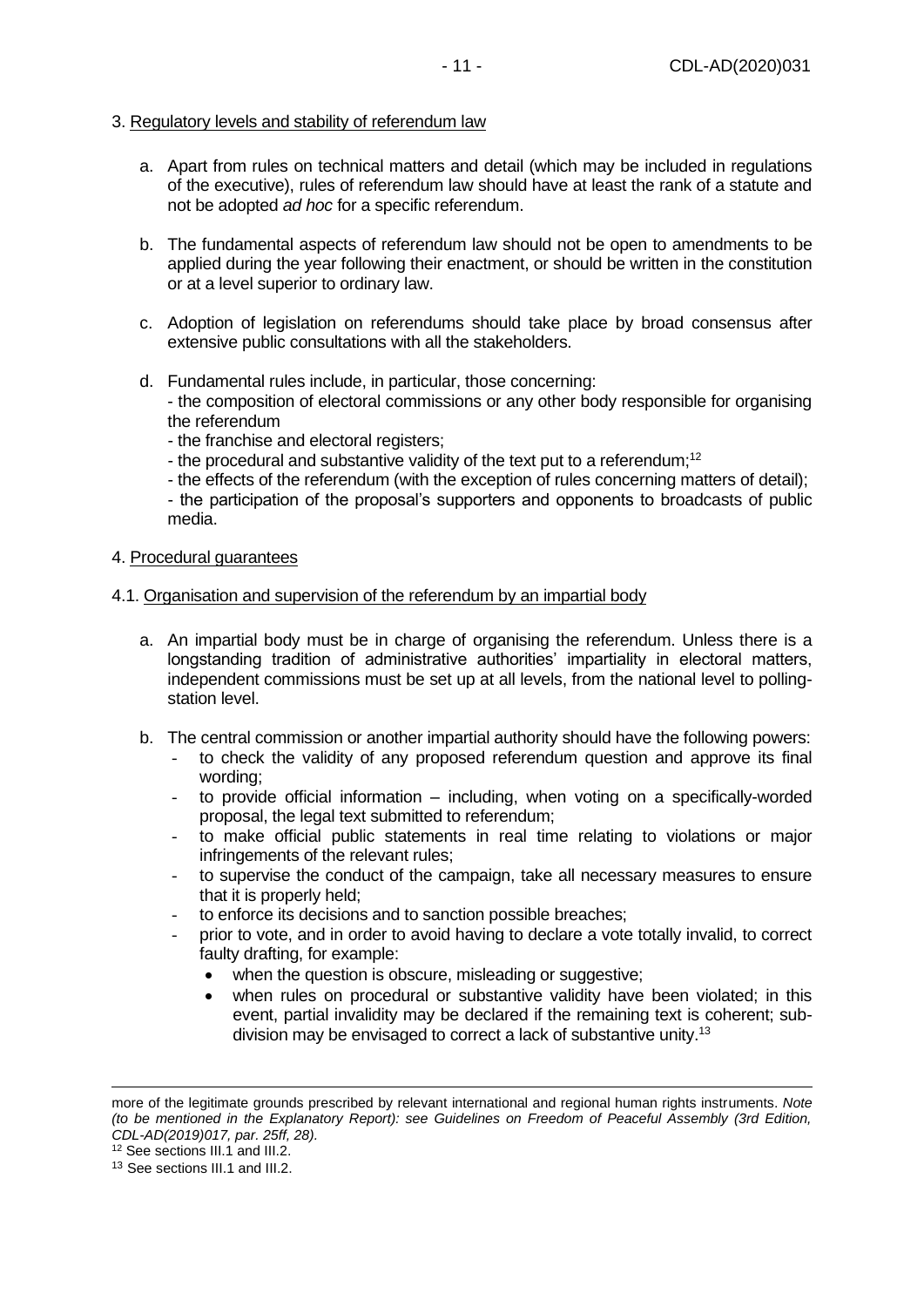3. Regulatory levels and stability of referendum law

a. Apart from rules on technical matters and detail (which may be included in regulations of the executive), rules of referendum law should have at least the rank of a statute and not be adopted *ad hoc* for a specific referendum.

b. The fundamental aspects of referendum law should not be open to amendments to be applied during the year following their enactment, or should be written in the constitution or at a level superior to ordinary law.

c. Adoption of legislation on referendums should take place by broad consensus after extensive public consultations with all the stakeholders.

d. Fundamental rules include, in particular, those concerning:
- the composition of electoral commissions or any other body responsible for organising the referendum
- the franchise and electoral registers;
- the procedural and substantive validity of the text put to a referendum;[12]
- the effects of the referendum (with the exception of rules concerning matters of detail);
- the participation of the proposal's supporters and opponents to broadcasts of public media.

4. Procedural guarantees

4.1. Organisation and supervision of the referendum by an impartial body

a. An impartial body must be in charge of organising the referendum. Unless there is a longstanding tradition of administrative authorities' impartiality in electoral matters, independent commissions must be set up at all levels, from the national level to polling-station level.

b. The central commission or another impartial authority should have the following powers:
- to check the validity of any proposed referendum question and approve its final wording;
- to provide official information – including, when voting on a specifically-worded proposal, the legal text submitted to referendum;
- to make official public statements in real time relating to violations or major infringements of the relevant rules;
- to supervise the conduct of the campaign, take all necessary measures to ensure that it is properly held;
- to enforce its decisions and to sanction possible breaches;
- prior to vote, and in order to avoid having to declare a vote totally invalid, to correct faulty drafting, for example:
  - when the question is obscure, misleading or suggestive;
  - when rules on procedural or substantive validity have been violated; in this event, partial invalidity may be declared if the remaining text is coherent; sub-division may be envisaged to correct a lack of substantive unity.[13]

---

more of the legitimate grounds prescribed by relevant international and regional human rights instruments. *Note (to be mentioned in the Explanatory Report): see Guidelines on Freedom of Peaceful Assembly (3rd Edition, CDL-AD(2019)017, par. 25ff, 28).*

[12] See sections III.1 and III.2.

[13] See sections III.1 and III.2.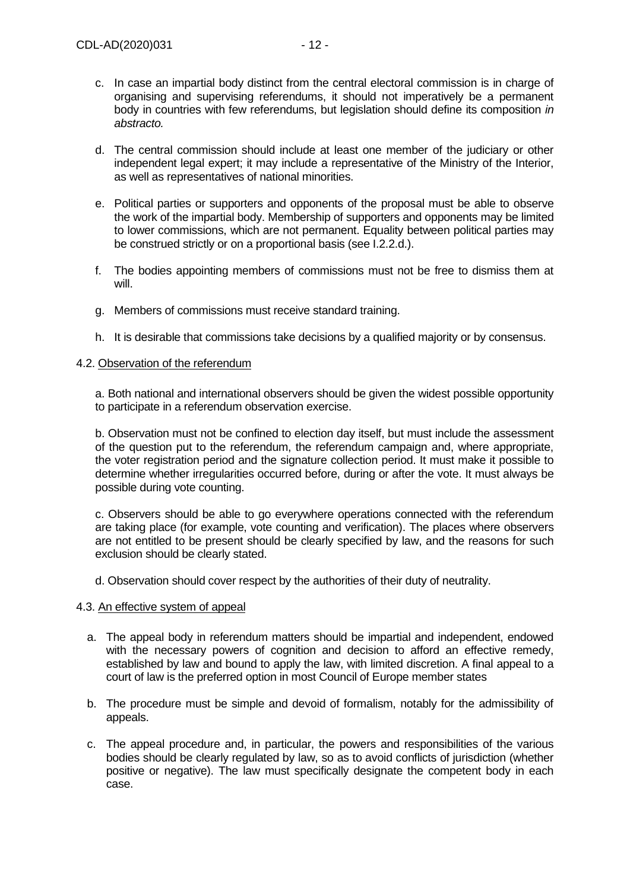c. In case an impartial body distinct from the central electoral commission is in charge of organising and supervising referendums, it should not imperatively be a permanent body in countries with few referendums, but legislation should define its composition *in abstracto.*

d. The central commission should include at least one member of the judiciary or other independent legal expert; it may include a representative of the Ministry of the Interior, as well as representatives of national minorities.

e. Political parties or supporters and opponents of the proposal must be able to observe the work of the impartial body. Membership of supporters and opponents may be limited to lower commissions, which are not permanent. Equality between political parties may be construed strictly or on a proportional basis (see I.2.2.d.).

f. The bodies appointing members of commissions must not be free to dismiss them at will.

g. Members of commissions must receive standard training.

h. It is desirable that commissions take decisions by a qualified majority or by consensus.

4.2. <u>Observation of the referendum</u>

a. Both national and international observers should be given the widest possible opportunity to participate in a referendum observation exercise.

b. Observation must not be confined to election day itself, but must include the assessment of the question put to the referendum, the referendum campaign and, where appropriate, the voter registration period and the signature collection period. It must make it possible to determine whether irregularities occurred before, during or after the vote. It must always be possible during vote counting.

c. Observers should be able to go everywhere operations connected with the referendum are taking place (for example, vote counting and verification). The places where observers are not entitled to be present should be clearly specified by law, and the reasons for such exclusion should be clearly stated.

d. Observation should cover respect by the authorities of their duty of neutrality.

4.3. <u>An effective system of appeal</u>

a. The appeal body in referendum matters should be impartial and independent, endowed with the necessary powers of cognition and decision to afford an effective remedy, established by law and bound to apply the law, with limited discretion. A final appeal to a court of law is the preferred option in most Council of Europe member states

b. The procedure must be simple and devoid of formalism, notably for the admissibility of appeals.

c. The appeal procedure and, in particular, the powers and responsibilities of the various bodies should be clearly regulated by law, so as to avoid conflicts of jurisdiction (whether positive or negative). The law must specifically designate the competent body in each case.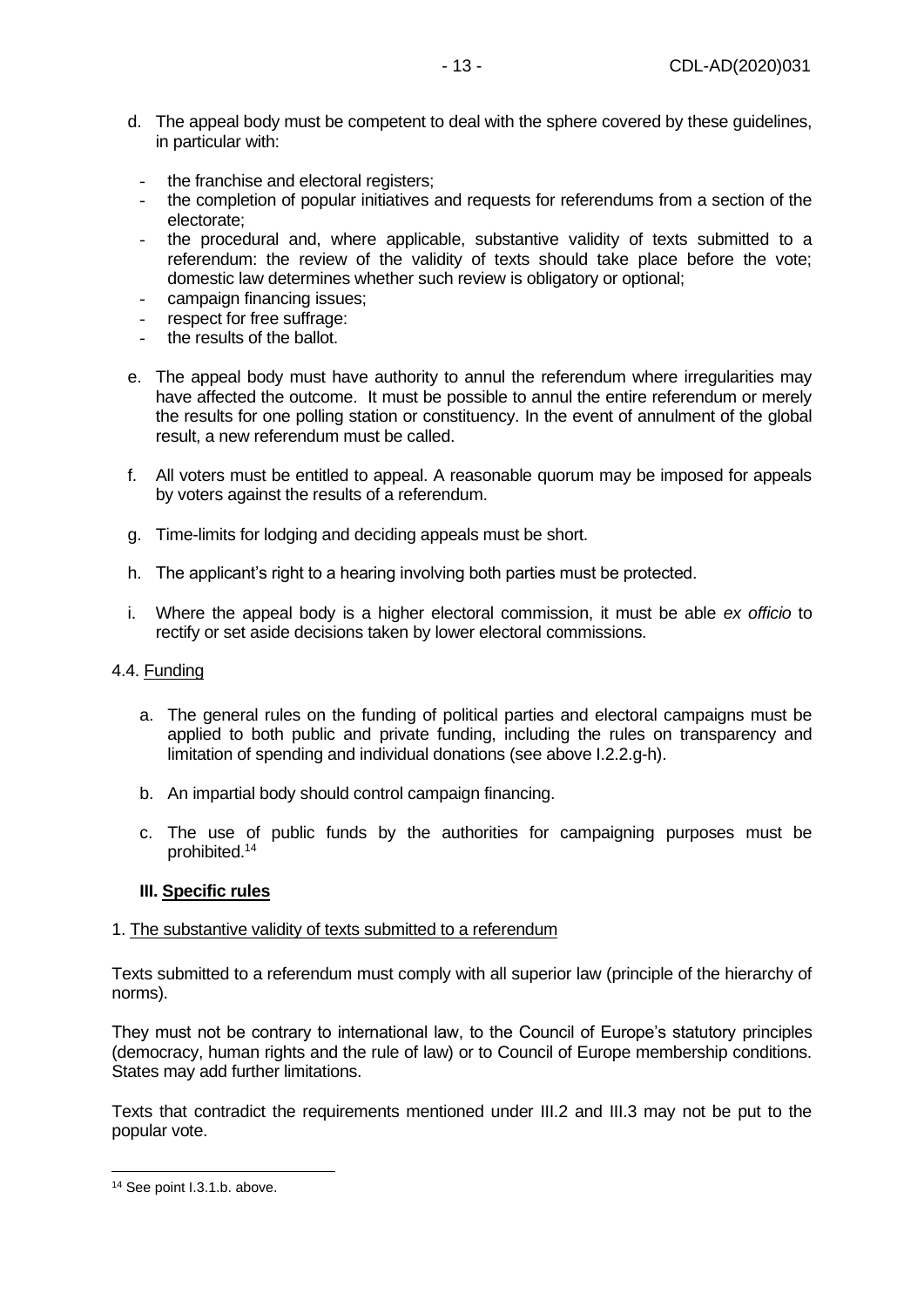d. The appeal body must be competent to deal with the sphere covered by these guidelines, in particular with:

   - the franchise and electoral registers;
   - the completion of popular initiatives and requests for referendums from a section of the electorate;
   - the procedural and, where applicable, substantive validity of texts submitted to a referendum: the review of the validity of texts should take place before the vote; domestic law determines whether such review is obligatory or optional;
   - campaign financing issues;
   - respect for free suffrage:
   - the results of the ballot.

e. The appeal body must have authority to annul the referendum where irregularities may have affected the outcome. It must be possible to annul the entire referendum or merely the results for one polling station or constituency. In the event of annulment of the global result, a new referendum must be called.

f. All voters must be entitled to appeal. A reasonable quorum may be imposed for appeals by voters against the results of a referendum.

g. Time-limits for lodging and deciding appeals must be short.

h. The applicant's right to a hearing involving both parties must be protected.

i. Where the appeal body is a higher electoral commission, it must be able *ex officio* to rectify or set aside decisions taken by lower electoral commissions.

4.4. Funding

a. The general rules on the funding of political parties and electoral campaigns must be applied to both public and private funding, including the rules on transparency and limitation of spending and individual donations (see above I.2.2.g-h).

b. An impartial body should control campaign financing.

c. The use of public funds by the authorities for campaigning purposes must be prohibited.[14]

## III. Specific rules

1. The substantive validity of texts submitted to a referendum

Texts submitted to a referendum must comply with all superior law (principle of the hierarchy of norms).

They must not be contrary to international law, to the Council of Europe's statutory principles (democracy, human rights and the rule of law) or to Council of Europe membership conditions. States may add further limitations.

Texts that contradict the requirements mentioned under III.2 and III.3 may not be put to the popular vote.

---

[14] See point I.3.1.b. above.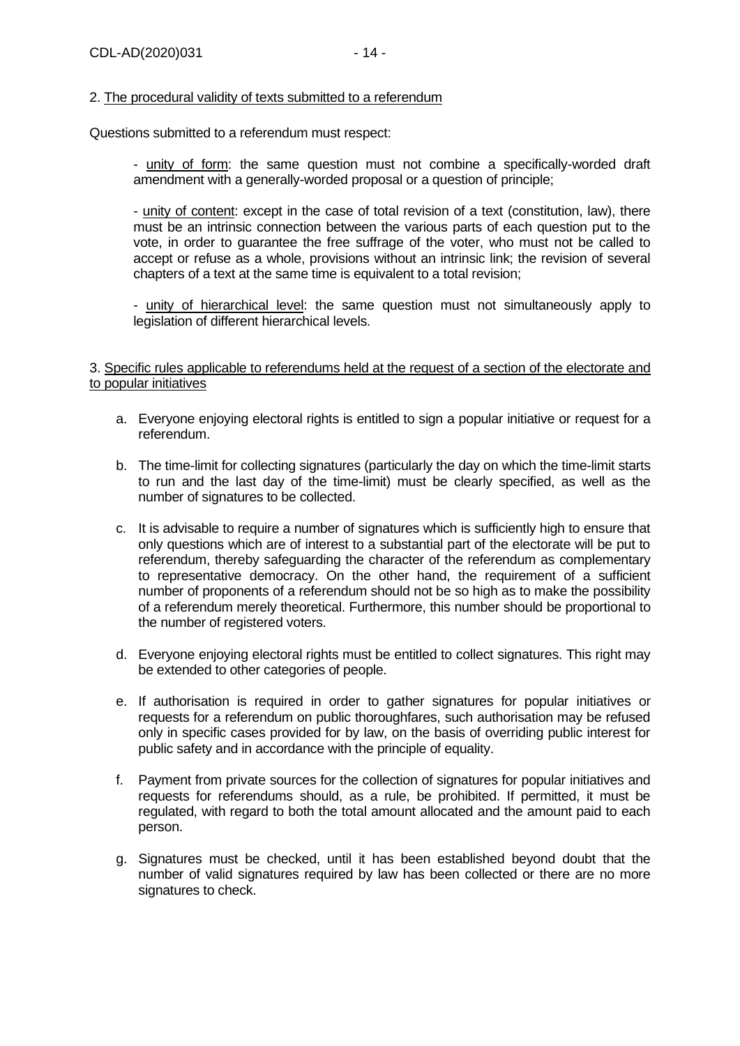2. <u>The procedural validity of texts submitted to a referendum</u>

Questions submitted to a referendum must respect:

- <u>unity of form</u>: the same question must not combine a specifically-worded draft amendment with a generally-worded proposal or a question of principle;

- <u>unity of content</u>: except in the case of total revision of a text (constitution, law), there must be an intrinsic connection between the various parts of each question put to the vote, in order to guarantee the free suffrage of the voter, who must not be called to accept or refuse as a whole, provisions without an intrinsic link; the revision of several chapters of a text at the same time is equivalent to a total revision;

- <u>unity of hierarchical level</u>: the same question must not simultaneously apply to legislation of different hierarchical levels.

3. <u>Specific rules applicable to referendums held at the request of a section of the electorate and to popular initiatives</u>

a. Everyone enjoying electoral rights is entitled to sign a popular initiative or request for a referendum.

b. The time-limit for collecting signatures (particularly the day on which the time-limit starts to run and the last day of the time-limit) must be clearly specified, as well as the number of signatures to be collected.

c. It is advisable to require a number of signatures which is sufficiently high to ensure that only questions which are of interest to a substantial part of the electorate will be put to referendum, thereby safeguarding the character of the referendum as complementary to representative democracy. On the other hand, the requirement of a sufficient number of proponents of a referendum should not be so high as to make the possibility of a referendum merely theoretical. Furthermore, this number should be proportional to the number of registered voters.

d. Everyone enjoying electoral rights must be entitled to collect signatures. This right may be extended to other categories of people.

e. If authorisation is required in order to gather signatures for popular initiatives or requests for a referendum on public thoroughfares, such authorisation may be refused only in specific cases provided for by law, on the basis of overriding public interest for public safety and in accordance with the principle of equality.

f. Payment from private sources for the collection of signatures for popular initiatives and requests for referendums should, as a rule, be prohibited. If permitted, it must be regulated, with regard to both the total amount allocated and the amount paid to each person.

g. Signatures must be checked, until it has been established beyond doubt that the number of valid signatures required by law has been collected or there are no more signatures to check.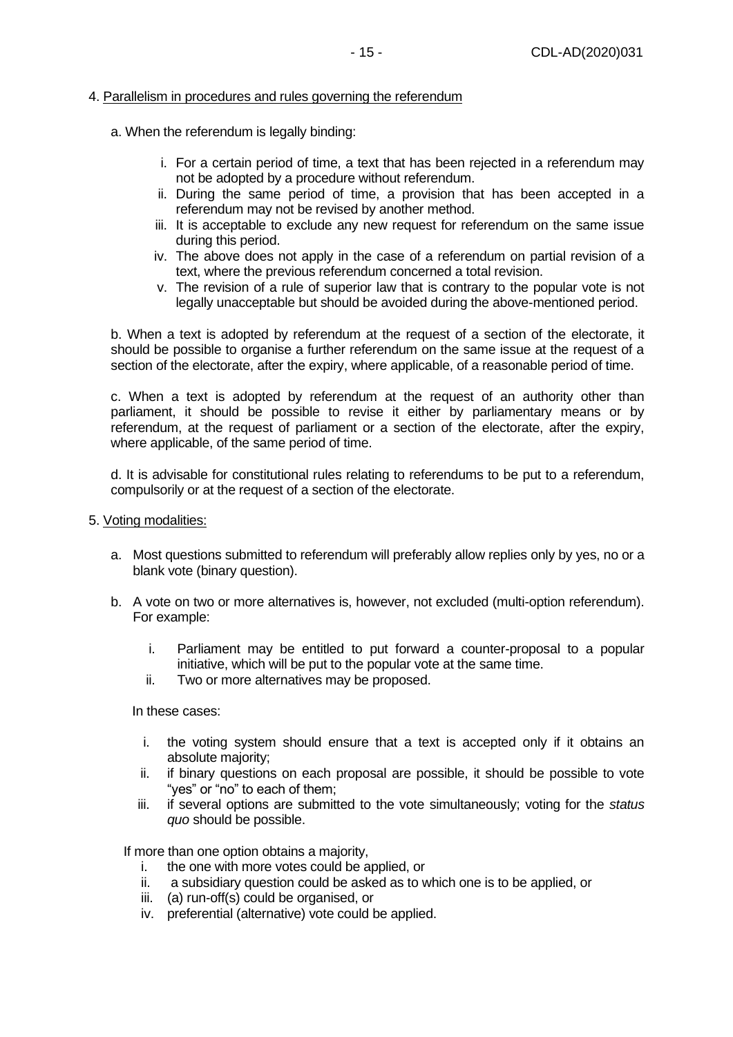4. <u>Parallelism in procedures and rules governing the referendum</u>

a. When the referendum is legally binding:

i. For a certain period of time, a text that has been rejected in a referendum may not be adopted by a procedure without referendum.
ii. During the same period of time, a provision that has been accepted in a referendum may not be revised by another method.
iii. It is acceptable to exclude any new request for referendum on the same issue during this period.
iv. The above does not apply in the case of a referendum on partial revision of a text, where the previous referendum concerned a total revision.
v. The revision of a rule of superior law that is contrary to the popular vote is not legally unacceptable but should be avoided during the above-mentioned period.

b. When a text is adopted by referendum at the request of a section of the electorate, it should be possible to organise a further referendum on the same issue at the request of a section of the electorate, after the expiry, where applicable, of a reasonable period of time.

c. When a text is adopted by referendum at the request of an authority other than parliament, it should be possible to revise it either by parliamentary means or by referendum, at the request of parliament or a section of the electorate, after the expiry, where applicable, of the same period of time.

d. It is advisable for constitutional rules relating to referendums to be put to a referendum, compulsorily or at the request of a section of the electorate.

5. <u>Voting modalities:</u>

a. Most questions submitted to referendum will preferably allow replies only by yes, no or a blank vote (binary question).

b. A vote on two or more alternatives is, however, not excluded (multi-option referendum). For example:

i. Parliament may be entitled to put forward a counter-proposal to a popular initiative, which will be put to the popular vote at the same time.
ii. Two or more alternatives may be proposed.

In these cases:

i. the voting system should ensure that a text is accepted only if it obtains an absolute majority;
ii. if binary questions on each proposal are possible, it should be possible to vote "yes" or "no" to each of them;
iii. if several options are submitted to the vote simultaneously; voting for the *status quo* should be possible.

If more than one option obtains a majority,

i. the one with more votes could be applied, or
ii. a subsidiary question could be asked as to which one is to be applied, or
iii. (a) run-off(s) could be organised, or
iv. preferential (alternative) vote could be applied.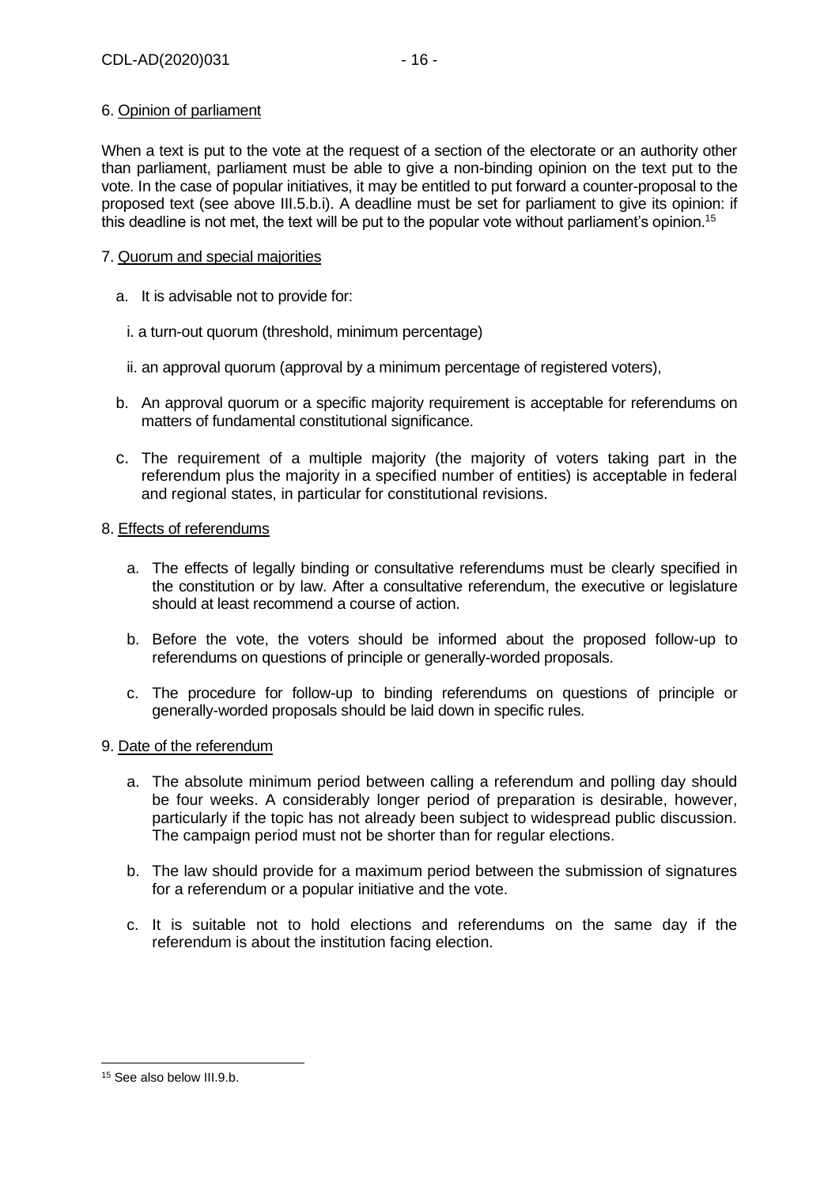6. Opinion of parliament

When a text is put to the vote at the request of a section of the electorate or an authority other than parliament, parliament must be able to give a non-binding opinion on the text put to the vote. In the case of popular initiatives, it may be entitled to put forward a counter-proposal to the proposed text (see above III.5.b.i). A deadline must be set for parliament to give its opinion: if this deadline is not met, the text will be put to the popular vote without parliament's opinion.[15]

7. Quorum and special majorities

a. It is advisable not to provide for:

i. a turn-out quorum (threshold, minimum percentage)

ii. an approval quorum (approval by a minimum percentage of registered voters),

b. An approval quorum or a specific majority requirement is acceptable for referendums on matters of fundamental constitutional significance.

c. The requirement of a multiple majority (the majority of voters taking part in the referendum plus the majority in a specified number of entities) is acceptable in federal and regional states, in particular for constitutional revisions.

8. Effects of referendums

a. The effects of legally binding or consultative referendums must be clearly specified in the constitution or by law. After a consultative referendum, the executive or legislature should at least recommend a course of action.

b. Before the vote, the voters should be informed about the proposed follow-up to referendums on questions of principle or generally-worded proposals.

c. The procedure for follow-up to binding referendums on questions of principle or generally-worded proposals should be laid down in specific rules.

9. Date of the referendum

a. The absolute minimum period between calling a referendum and polling day should be four weeks. A considerably longer period of preparation is desirable, however, particularly if the topic has not already been subject to widespread public discussion. The campaign period must not be shorter than for regular elections.

b. The law should provide for a maximum period between the submission of signatures for a referendum or a popular initiative and the vote.

c. It is suitable not to hold elections and referendums on the same day if the referendum is about the institution facing election.

[15] See also below III.9.b.